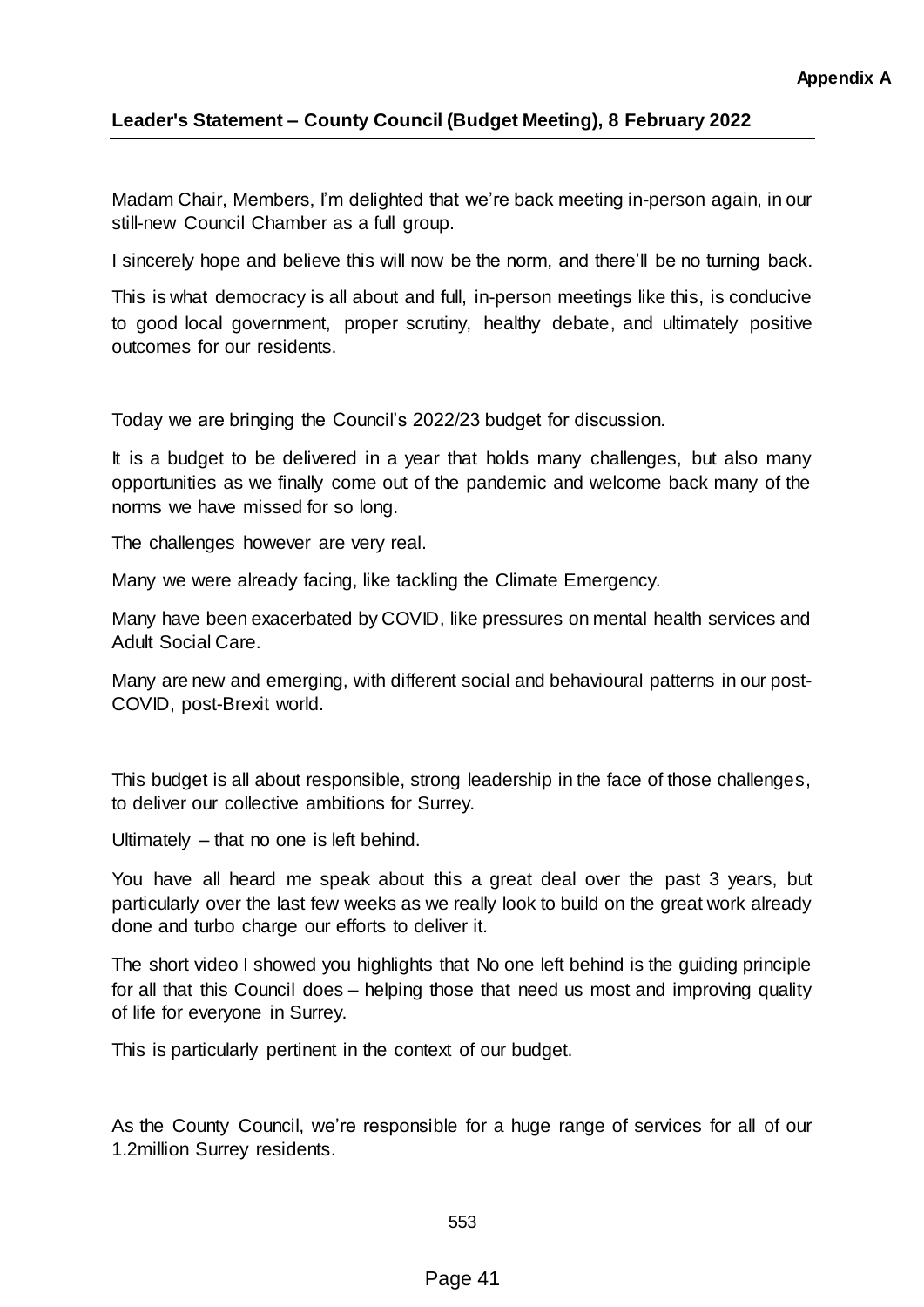**Appendix A**

**Leader's Statement – County Council (Budget Meeting), 8 February 2022**

Madam Chair, Members, I'm delighted that we're back meeting in-person again, in our still-new Council Chamber as a full group.

I sincerely hope and believe this will now be the norm, and there'll be no turning back.

This is what democracy is all about and full, in-person meetings like this, is conducive to good local government, proper scrutiny, healthy debate, and ultimately positive outcomes for our residents.

Today we are bringing the Council's 2022/23 budget for discussion.

It is a budget to be delivered in a year that holds many challenges, but also many opportunities as we finally come out of the pandemic and welcome back many of the norms we have missed for so long.

The challenges however are very real.

Many we were already facing, like tackling the Climate Emergency.

Many have been exacerbated by COVID, like pressures on mental health services and Adult Social Care.

Many are new and emerging, with different social and behavioural patterns in our post-COVID, post-Brexit world.

This budget is all about responsible, strong leadership in the face of those challenges, to deliver our collective ambitions for Surrey.

Ultimately – that no one is left behind.

You have all heard me speak about this a great deal over the past 3 years, but particularly over the last few weeks as we really look to build on the great work already done and turbo charge our efforts to deliver it.

The short video I showed you highlights that No one left behind is the guiding principle for all that this Council does – helping those that need us most and improving quality of life for everyone in Surrey.

This is particularly pertinent in the context of our budget.

As the County Council, we're responsible for a huge range of services for all of our 1.2million Surrey residents.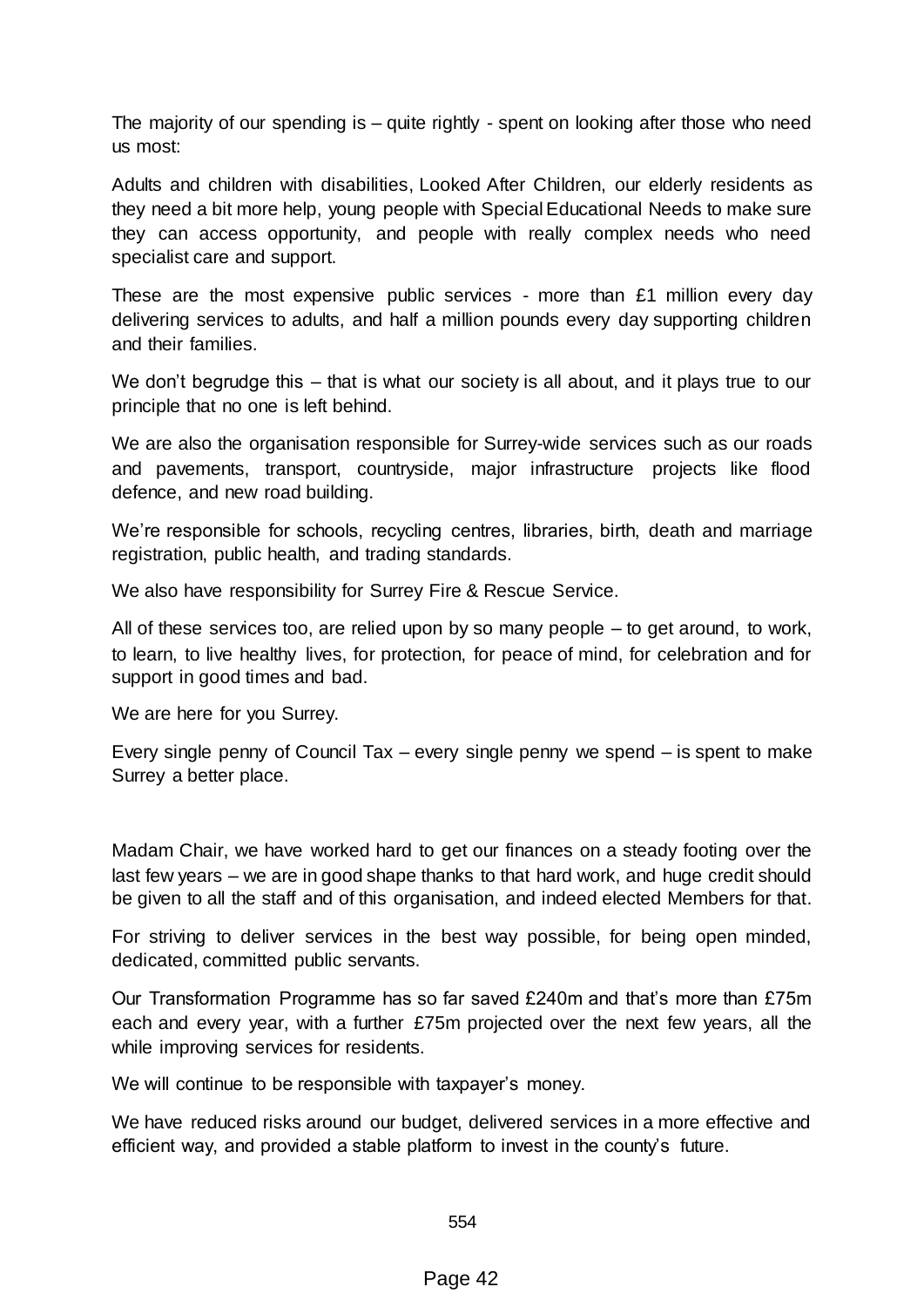The majority of our spending is – quite rightly - spent on looking after those who need us most:

Adults and children with disabilities, Looked After Children, our elderly residents as they need a bit more help, young people with Special Educational Needs to make sure they can access opportunity, and people with really complex needs who need specialist care and support.

These are the most expensive public services - more than £1 million every day delivering services to adults, and half a million pounds every day supporting children and their families.

We don't begrudge this – that is what our society is all about, and it plays true to our principle that no one is left behind.

We are also the organisation responsible for Surrey-wide services such as our roads and pavements, transport, countryside, major infrastructure projects like flood defence, and new road building.

We're responsible for schools, recycling centres, libraries, birth, death and marriage registration, public health, and trading standards.

We also have responsibility for Surrey Fire & Rescue Service.

All of these services too, are relied upon by so many people – to get around, to work, to learn, to live healthy lives, for protection, for peace of mind, for celebration and for support in good times and bad.

We are here for you Surrey.

Every single penny of Council Tax – every single penny we spend – is spent to make Surrey a better place.

Madam Chair, we have worked hard to get our finances on a steady footing over the last few years – we are in good shape thanks to that hard work, and huge credit should be given to all the staff and of this organisation, and indeed elected Members for that.

For striving to deliver services in the best way possible, for being open minded, dedicated, committed public servants.

Our Transformation Programme has so far saved £240m and that's more than £75m each and every year, with a further £75m projected over the next few years, all the while improving services for residents.

We will continue to be responsible with taxpayer's money.

We have reduced risks around our budget, delivered services in a more effective and efficient way, and provided a stable platform to invest in the county's future.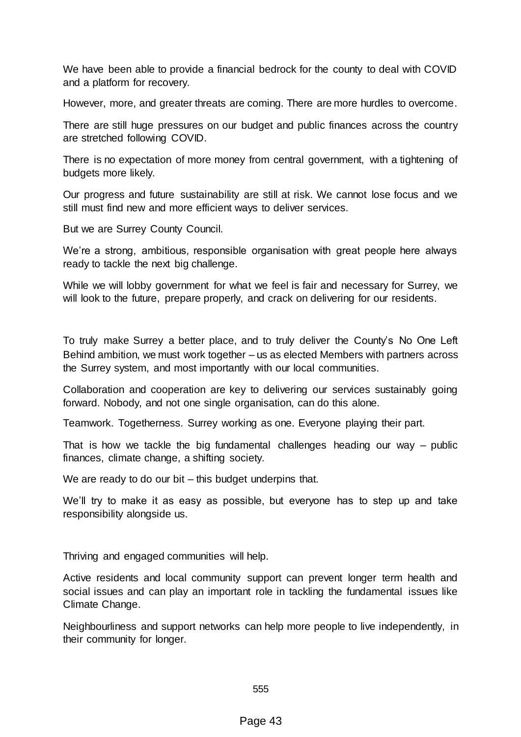We have been able to provide a financial bedrock for the county to deal with COVID and a platform for recovery.

However, more, and greater threats are coming. There are more hurdles to overcome.

There are still huge pressures on our budget and public finances across the country are stretched following COVID.

There is no expectation of more money from central government, with a tightening of budgets more likely.

Our progress and future sustainability are still at risk. We cannot lose focus and we still must find new and more efficient ways to deliver services.

But we are Surrey County Council.

We're a strong, ambitious, responsible organisation with great people here always ready to tackle the next big challenge.

While we will lobby government for what we feel is fair and necessary for Surrey, we will look to the future, prepare properly, and crack on delivering for our residents.

To truly make Surrey a better place, and to truly deliver the County's No One Left Behind ambition, we must work together – us as elected Members with partners across the Surrey system, and most importantly with our local communities.

Collaboration and cooperation are key to delivering our services sustainably going forward. Nobody, and not one single organisation, can do this alone.

Teamwork. Togetherness. Surrey working as one. Everyone playing their part.

That is how we tackle the big fundamental challenges heading our way – public finances, climate change, a shifting society.

We are ready to do our bit – this budget underpins that.

We'll try to make it as easy as possible, but everyone has to step up and take responsibility alongside us.

Thriving and engaged communities will help.

Active residents and local community support can prevent longer term health and social issues and can play an important role in tackling the fundamental issues like Climate Change.

Neighbourliness and support networks can help more people to live independently, in their community for longer.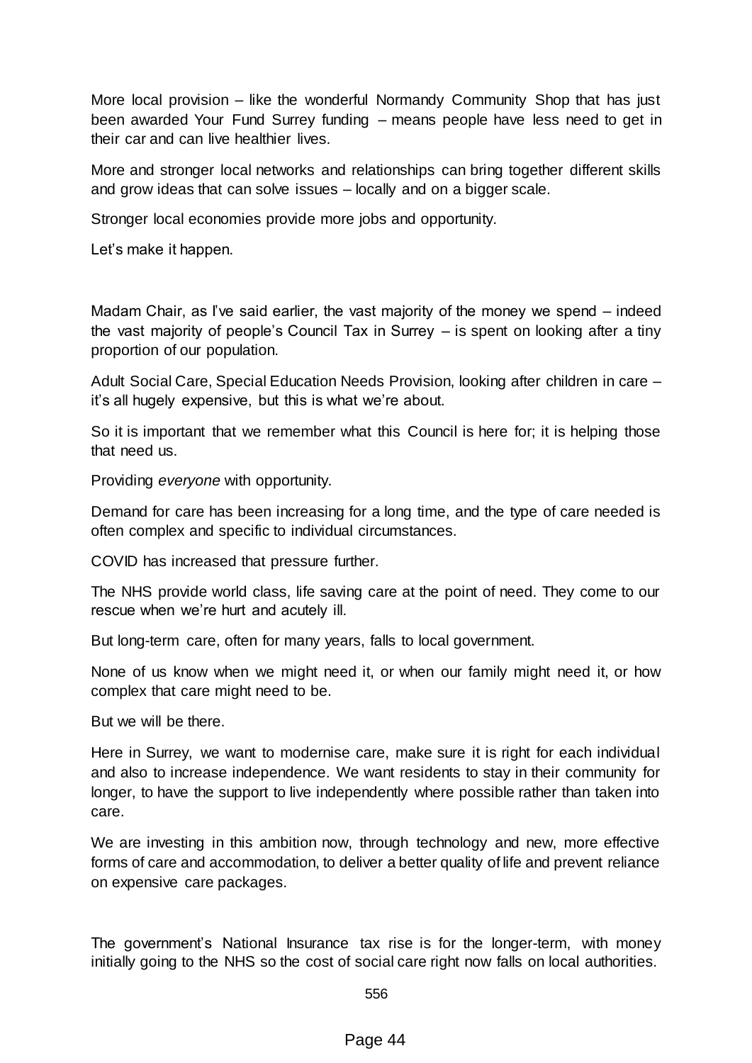More local provision – like the wonderful Normandy Community Shop that has just been awarded Your Fund Surrey funding – means people have less need to get in their car and can live healthier lives.

More and stronger local networks and relationships can bring together different skills and grow ideas that can solve issues – locally and on a bigger scale.

Stronger local economies provide more jobs and opportunity.

Let's make it happen.

Madam Chair, as I've said earlier, the vast majority of the money we spend – indeed the vast majority of people's Council Tax in Surrey – is spent on looking after a tiny proportion of our population.

Adult Social Care, Special Education Needs Provision, looking after children in care – it's all hugely expensive, but this is what we're about.

So it is important that we remember what this Council is here for; it is helping those that need us.

Providing *everyone* with opportunity.

Demand for care has been increasing for a long time, and the type of care needed is often complex and specific to individual circumstances.

COVID has increased that pressure further.

The NHS provide world class, life saving care at the point of need. They come to our rescue when we're hurt and acutely ill.

But long-term care, often for many years, falls to local government.

None of us know when we might need it, or when our family might need it, or how complex that care might need to be.

But we will be there.

Here in Surrey, we want to modernise care, make sure it is right for each individual and also to increase independence. We want residents to stay in their community for longer, to have the support to live independently where possible rather than taken into care.

We are investing in this ambition now, through technology and new, more effective forms of care and accommodation, to deliver a better quality of life and prevent reliance on expensive care packages.

The government's National Insurance tax rise is for the longer-term, with money initially going to the NHS so the cost of social care right now falls on local authorities.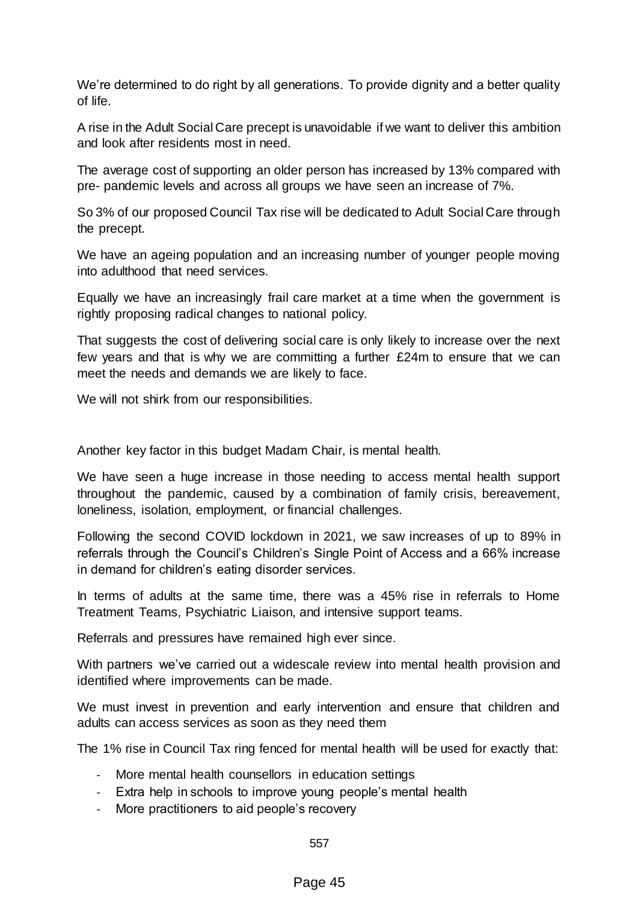We're determined to do right by all generations. To provide dignity and a better quality of life.

A rise in the Adult Social Care precept is unavoidable if we want to deliver this ambition and look after residents most in need.

The average cost of supporting an older person has increased by 13% compared with pre- pandemic levels and across all groups we have seen an increase of 7%.

So 3% of our proposed Council Tax rise will be dedicated to Adult Social Care through the precept.

We have an ageing population and an increasing number of younger people moving into adulthood that need services.

Equally we have an increasingly frail care market at a time when the government is rightly proposing radical changes to national policy.

That suggests the cost of delivering social care is only likely to increase over the next few years and that is why we are committing a further £24m to ensure that we can meet the needs and demands we are likely to face.

We will not shirk from our responsibilities.

Another key factor in this budget Madam Chair, is mental health.

We have seen a huge increase in those needing to access mental health support throughout the pandemic, caused by a combination of family crisis, bereavement, loneliness, isolation, employment, or financial challenges.

Following the second COVID lockdown in 2021, we saw increases of up to 89% in referrals through the Council's Children's Single Point of Access and a 66% increase in demand for children's eating disorder services.

In terms of adults at the same time, there was a 45% rise in referrals to Home Treatment Teams, Psychiatric Liaison, and intensive support teams.

Referrals and pressures have remained high ever since.

With partners we've carried out a widescale review into mental health provision and identified where improvements can be made.

We must invest in prevention and early intervention and ensure that children and adults can access services as soon as they need them

The 1% rise in Council Tax ring fenced for mental health will be used for exactly that:

- More mental health counsellors in education settings
- Extra help in schools to improve young people's mental health
- More practitioners to aid people's recovery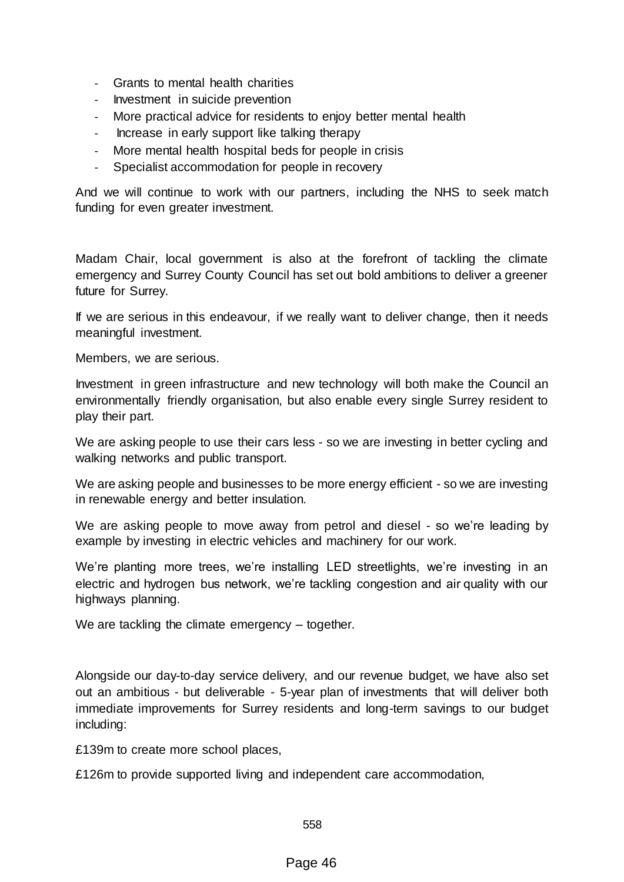- Grants to mental health charities
- Investment in suicide prevention
- More practical advice for residents to enjoy better mental health
- Increase in early support like talking therapy
- More mental health hospital beds for people in crisis
- Specialist accommodation for people in recovery

And we will continue to work with our partners, including the NHS to seek match funding for even greater investment.

Madam Chair, local government is also at the forefront of tackling the climate emergency and Surrey County Council has set out bold ambitions to deliver a greener future for Surrey.

If we are serious in this endeavour, if we really want to deliver change, then it needs meaningful investment.

Members, we are serious.

Investment in green infrastructure and new technology will both make the Council an environmentally friendly organisation, but also enable every single Surrey resident to play their part.

We are asking people to use their cars less - so we are investing in better cycling and walking networks and public transport.

We are asking people and businesses to be more energy efficient - so we are investing in renewable energy and better insulation.

We are asking people to move away from petrol and diesel - so we're leading by example by investing in electric vehicles and machinery for our work.

We're planting more trees, we're installing LED streetlights, we're investing in an electric and hydrogen bus network, we're tackling congestion and air quality with our highways planning.

We are tackling the climate emergency – together.

Alongside our day-to-day service delivery, and our revenue budget, we have also set out an ambitious - but deliverable - 5-year plan of investments that will deliver both immediate improvements for Surrey residents and long-term savings to our budget including:

£139m to create more school places,

£126m to provide supported living and independent care accommodation,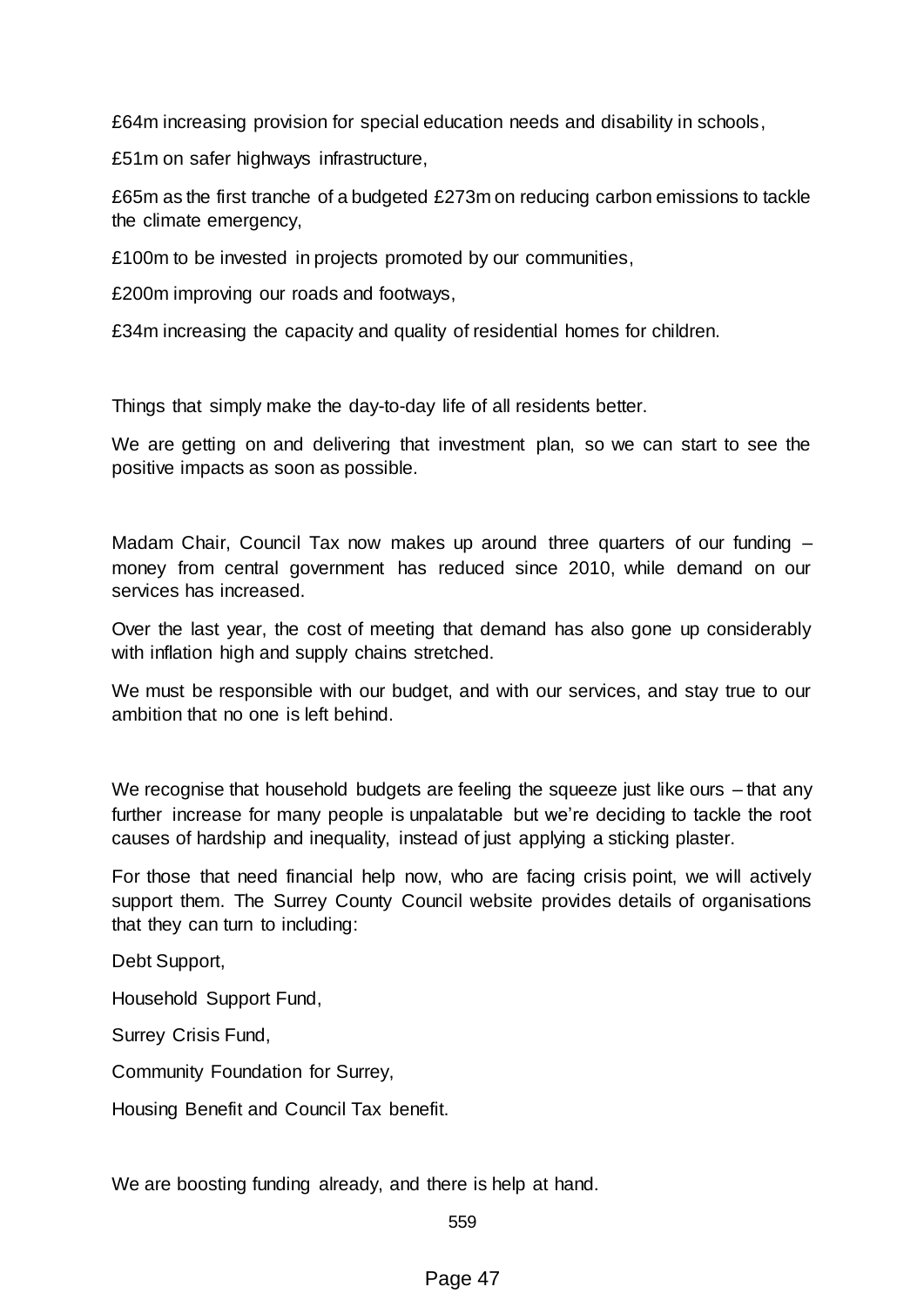£64m increasing provision for special education needs and disability in schools,

£51m on safer highways infrastructure,

£65m as the first tranche of a budgeted £273m on reducing carbon emissions to tackle the climate emergency,

£100m to be invested in projects promoted by our communities,

£200m improving our roads and footways,

£34m increasing the capacity and quality of residential homes for children.

Things that simply make the day-to-day life of all residents better.

We are getting on and delivering that investment plan, so we can start to see the positive impacts as soon as possible.

Madam Chair, Council Tax now makes up around three quarters of our funding – money from central government has reduced since 2010, while demand on our services has increased.

Over the last year, the cost of meeting that demand has also gone up considerably with inflation high and supply chains stretched.

We must be responsible with our budget, and with our services, and stay true to our ambition that no one is left behind.

We recognise that household budgets are feeling the squeeze just like ours – that any further increase for many people is unpalatable but we're deciding to tackle the root causes of hardship and inequality, instead of just applying a sticking plaster.

For those that need financial help now, who are facing crisis point, we will actively support them. The Surrey County Council website provides details of organisations that they can turn to including:

Debt Support,

Household Support Fund,

Surrey Crisis Fund,

Community Foundation for Surrey,

Housing Benefit and Council Tax benefit.

We are boosting funding already, and there is help at hand.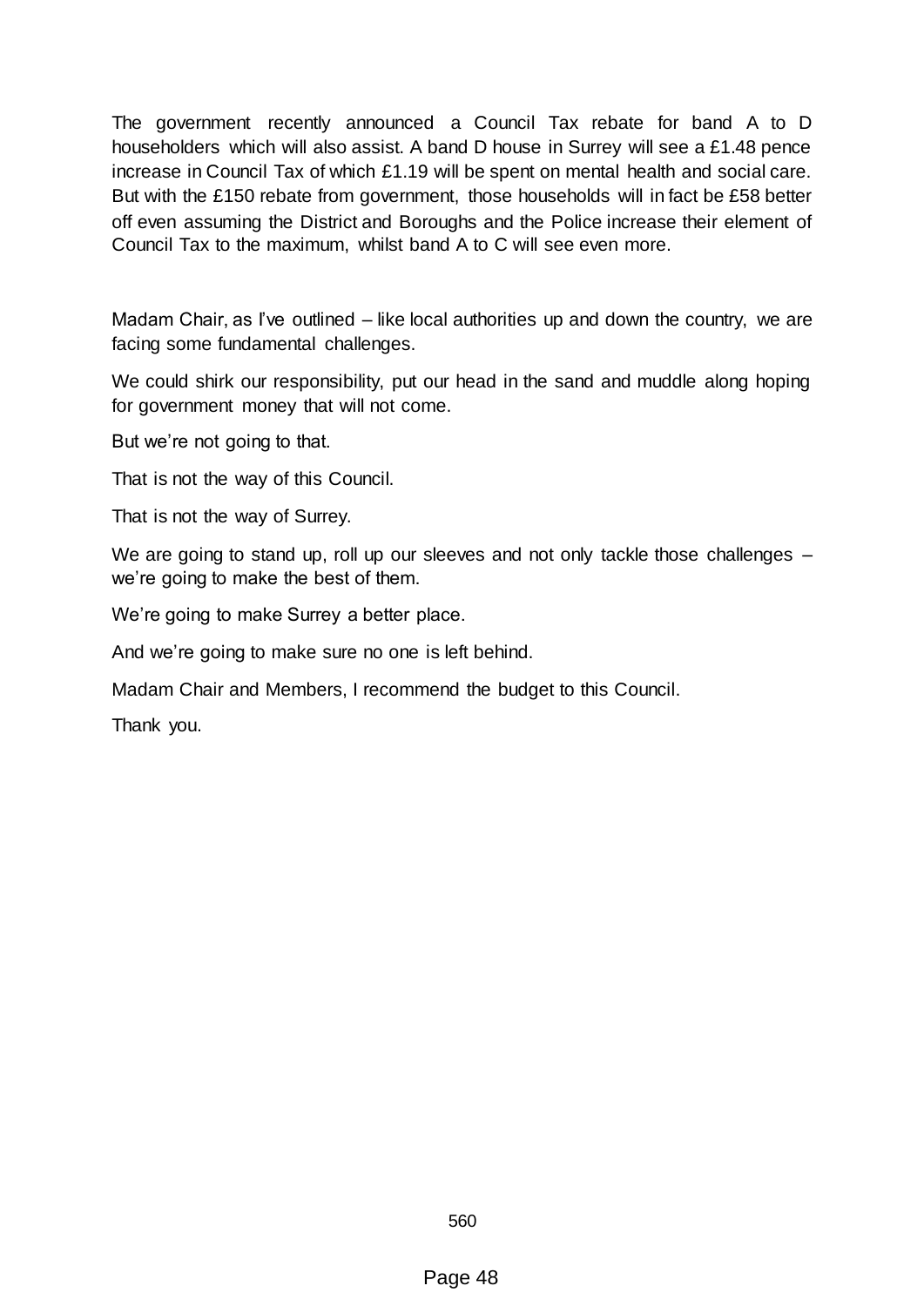The government recently announced a Council Tax rebate for band A to D householders which will also assist. A band D house in Surrey will see a £1.48 pence increase in Council Tax of which £1.19 will be spent on mental health and social care. But with the £150 rebate from government, those households will in fact be £58 better off even assuming the District and Boroughs and the Police increase their element of Council Tax to the maximum, whilst band A to C will see even more.

Madam Chair, as I've outlined – like local authorities up and down the country, we are facing some fundamental challenges.

We could shirk our responsibility, put our head in the sand and muddle along hoping for government money that will not come.

But we're not going to that.

That is not the way of this Council.

That is not the way of Surrey.

We are going to stand up, roll up our sleeves and not only tackle those challenges – we're going to make the best of them.

We're going to make Surrey a better place.

And we're going to make sure no one is left behind.

Madam Chair and Members, I recommend the budget to this Council.

Thank you.